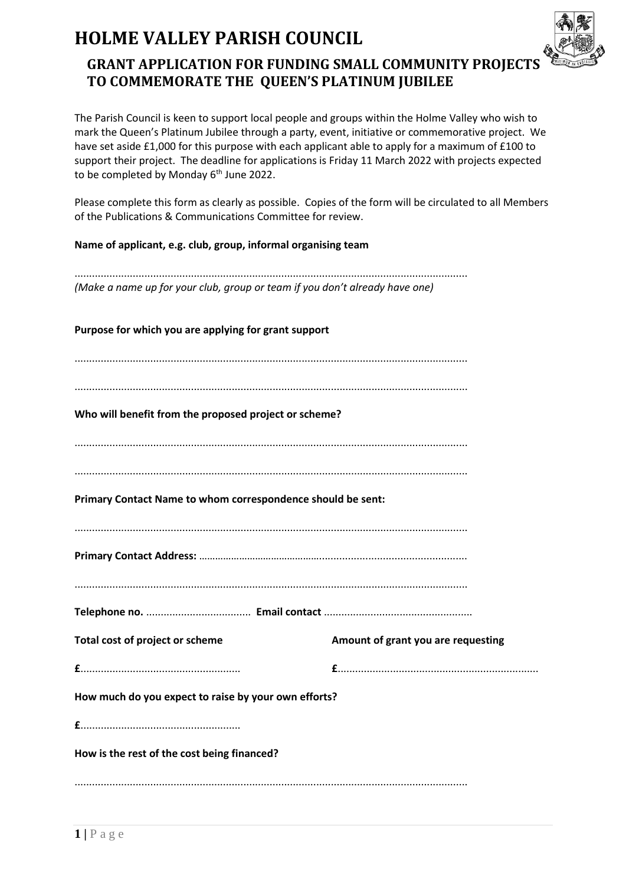# HOLME VALLEY PARISH COUNCIL

## GRANT APPLICATION FOR FUNDING SMALL COMMUNITY PROJECTS TO COMMEMORATE THE QUEEN'S PLATINUM JUBILEE

The Parish Council is keen to support local people and groups within the Holme Valley who wish to mark the Queen's Platinum Jubilee through a party, event, initiative or commemorative project. We have set aside £1,000 for this purpose with each applicant able to apply for a maximum of £100 to support their project. The deadline for applications is Friday 11 March 2022 with projects expected to be completed by Monday 6th June 2022.

Please complete this form as clearly as possible. Copies of the form will be circulated to all Members of the Publications & Communications Committee for review.

**Name of applicant, e.g. club, group, informal organising team**

..........................................................................................................................................

*(Make a name up for your club, group or team if you don't already have one)*

**Purpose for which you are applying for grant support**

..........................................................................................................................................

..........................................................................................................................................

**Who will benefit from the proposed project or scheme?**

..........................................................................................................................................

..........................................................................................................................................

**Primary Contact Name to whom correspondence should be sent:**

..........................................................................................................................................

**Primary Contact Address:** ..........................................................................................

..........................................................................................................................................

**Telephone no.** .................................... **Email contact** ..................................................

**Total cost of project or scheme** **Amount of grant you are requesting**

**£**....................................................... **£**....................................................................

**How much do you expect to raise by your own efforts?**

**£**.......................................................

**How is the rest of the cost being financed?**

..........................................................................................................................................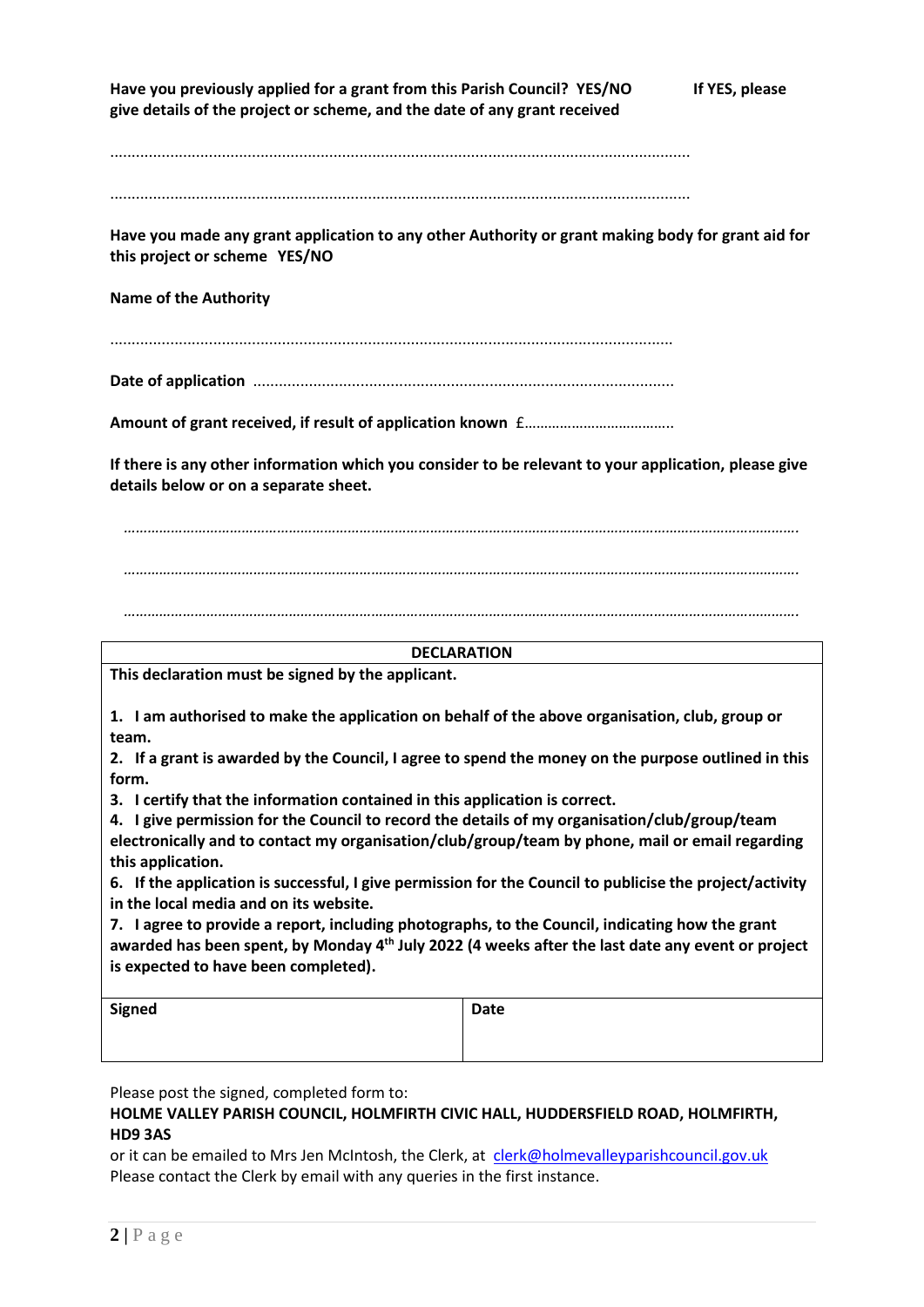**Have you previously applied for a grant from this Parish Council? YES/NO If YES, please give details of the project or scheme, and the date of any grant received**

.......................................................................................................................................

.......................................................................................................................................

**Have you made any grant application to any other Authority or grant making body for grant aid for this project or scheme YES/NO**

**Name of the Authority**

...................................................................................................................................

**Date of application** ...................................................................................................

**Amount of grant received, if result of application known** £.......................................

**If there is any other information which you consider to be relevant to your application, please give details below or on a separate sheet.**

..................................................................................................................................................................

..................................................................................................................................................................

..................................................................................................................................................................

| **DECLARATION** | |
|---|---|
| **This declaration must be signed by the applicant.**<br><br>**1. I am authorised to make the application on behalf of the above organisation, club, group or team.**<br>**2. If a grant is awarded by the Council, I agree to spend the money on the purpose outlined in this form.**<br>**3. I certify that the information contained in this application is correct.**<br>**4. I give permission for the Council to record the details of my organisation/club/group/team electronically and to contact my organisation/club/group/team by phone, mail or email regarding this application.**<br>**6. If the application is successful, I give permission for the Council to publicise the project/activity in the local media and on its website.**<br>**7. I agree to provide a report, including photographs, to the Council, indicating how the grant awarded has been spent, by Monday 4th July 2022 (4 weeks after the last date any event or project is expected to have been completed).** | |
| **Signed** | **Date** |

Please post the signed, completed form to:

**HOLME VALLEY PARISH COUNCIL, HOLMFIRTH CIVIC HALL, HUDDERSFIELD ROAD, HOLMFIRTH, HD9 3AS**

or it can be emailed to Mrs Jen McIntosh, the Clerk, at clerk@holmevalleyparishcouncil.gov.uk

Please contact the Clerk by email with any queries in the first instance.